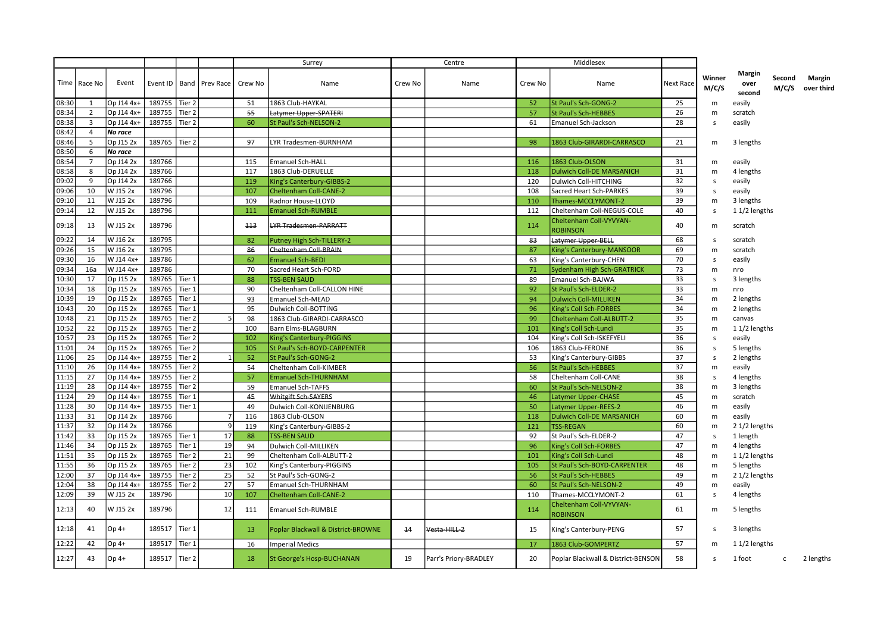| | | | | | | Surrey | | Centre | | Middlesex | | | | | | |
|---|---|---|---|---|---|---|---|---|---|---|---|---|---|---|---|---|
| Time | Race No | Event | Event ID | Band | Prev Race | Crew No | Name | Crew No | Name | Crew No | Name | Next Race | Winner M/C/S | Margin over second | Second M/C/S | Margin over third |
| 08:30 | 1 | Op J14 4x+ | 189755 | Tier 2 | | 51 | 1863 Club-HAYKAL | | | 52 | St Paul's Sch-GONG-2 | 25 | m | easily | | |
| 08:34 | 2 | Op J14 4x+ | 189755 | Tier 2 | | ~~55~~ | ~~Latymer Upper-SPATERI~~ | | | 57 | St Paul's Sch-HEBBES | 26 | m | scratch | | |
| 08:38 | 3 | Op J14 4x+ | 189755 | Tier 2 | | 60 | St Paul's Sch-NELSON-2 | | | 61 | Emanuel Sch-Jackson | 28 | s | easily | | |
| 08:42 | 4 | *No race* | | | | | | | | | | | | | | |
| 08:46 | 5 | Op J15 2x | 189765 | Tier 2 | | 97 | LYR Tradesmen-BURNHAM | | | 98 | 1863 Club-GIRARDI-CARRASCO | 21 | m | 3 lengths | | |
| 08:50 | 6 | *No race* | | | | | | | | | | | | | | |
| 08:54 | 7 | Op J14 2x | 189766 | | | 115 | Emanuel Sch-HALL | | | 116 | 1863 Club-OLSON | 31 | m | easily | | |
| 08:58 | 8 | Op J14 2x | 189766 | | | 117 | 1863 Club-DERUELLE | | | 118 | Dulwich Coll-DE MARSANICH | 31 | m | 4 lengths | | |
| 09:02 | 9 | Op J14 2x | 189766 | | | 119 | King's Canterbury-GIBBS-2 | | | 120 | Dulwich Coll-HITCHING | 32 | s | easily | | |
| 09:06 | 10 | W J15 2x | 189796 | | | 107 | Cheltenham Coll-CANE-2 | | | 108 | Sacred Heart Sch-PARKES | 39 | s | easily | | |
| 09:10 | 11 | W J15 2x | 189796 | | | 109 | Radnor House-LLOYD | | | 110 | Thames-MCCLYMONT-2 | 39 | m | 3 lengths | | |
| 09:14 | 12 | W J15 2x | 189796 | | | 111 | Emanuel Sch-RUMBLE | | | 112 | Cheltenham Coll-NEGUS-COLE | 40 | s | 1 1/2 lengths | | |
| 09:18 | 13 | W J15 2x | 189796 | | | ~~113~~ | ~~LYR Tradesmen-PARRATT~~ | | | 114 | Cheltenham Coll-VYVYAN-ROBINSON | 40 | m | scratch | | |
| 09:22 | 14 | W J16 2x | 189795 | | | 82 | Putney High Sch-TILLERY-2 | | | ~~83~~ | ~~Latymer Upper-BELL~~ | 68 | s | scratch | | |
| 09:26 | 15 | W J16 2x | 189795 | | | ~~86~~ | ~~Cheltenham Coll-BRAIN~~ | | | 87 | King's Canterbury-MANSOOR | 69 | m | scratch | | |
| 09:30 | 16 | W J14 4x+ | 189786 | | | 62 | Emanuel Sch-BEDI | | | 63 | King's Canterbury-CHEN | 70 | s | easily | | |
| 09:34 | 16a | W J14 4x+ | 189786 | | | 70 | Sacred Heart Sch-FORD | | | 71 | Sydenham High Sch-GRATRICK | 73 | m | nro | | |
| 10:30 | 17 | Op J15 2x | 189765 | Tier 1 | | 88 | TSS-BEN SAUD | | | 89 | Emanuel Sch-BAJWA | 33 | s | 3 lengths | | |
| 10:34 | 18 | Op J15 2x | 189765 | Tier 1 | | 90 | Cheltenham Coll-CALLON HINE | | | 92 | St Paul's Sch-ELDER-2 | 33 | m | nro | | |
| 10:39 | 19 | Op J15 2x | 189765 | Tier 1 | | 93 | Emanuel Sch-MEAD | | | 94 | Dulwich Coll-MILLIKEN | 34 | m | 2 lengths | | |
| 10:43 | 20 | Op J15 2x | 189765 | Tier 1 | | 95 | Dulwich Coll-BOTTING | | | 96 | King's Coll Sch-FORBES | 34 | m | 2 lengths | | |
| 10:48 | 21 | Op J15 2x | 189765 | Tier 2 | 5 | 98 | 1863 Club-GIRARDI-CARRASCO | | | 99 | Cheltenham Coll-ALBUTT-2 | 35 | m | canvas | | |
| 10:52 | 22 | Op J15 2x | 189765 | Tier 2 | | 100 | Barn Elms-BLAGBURN | | | 101 | King's Coll Sch-Lundi | 35 | m | 1 1/2 lengths | | |
| 10:57 | 23 | Op J15 2x | 189765 | Tier 2 | | 102 | King's Canterbury-PIGGINS | | | 104 | King's Coll Sch-ISKEFYELI | 36 | s | easily | | |
| 11:01 | 24 | Op J15 2x | 189765 | Tier 2 | | 105 | St Paul's Sch-BOYD-CARPENTER | | | 106 | 1863 Club-FERONE | 36 | s | 5 lengths | | |
| 11:06 | 25 | Op J14 4x+ | 189755 | Tier 2 | 1 | 52 | St Paul's Sch-GONG-2 | | | 53 | King's Canterbury-GIBBS | 37 | s | 2 lengths | | |
| 11:10 | 26 | Op J14 4x+ | 189755 | Tier 2 | | 54 | Cheltenham Coll-KIMBER | | | 56 | St Paul's Sch-HEBBES | 37 | m | easily | | |
| 11:15 | 27 | Op J14 4x+ | 189755 | Tier 2 | | 57 | Emanuel Sch-THURNHAM | | | 58 | Cheltenham Coll-CANE | 38 | s | 4 lengths | | |
| 11:19 | 28 | Op J14 4x+ | 189755 | Tier 2 | | 59 | Emanuel Sch-TAFFS | | | 60 | St Paul's Sch-NELSON-2 | 38 | m | 3 lengths | | |
| 11:24 | 29 | Op J14 4x+ | 189755 | Tier 1 | | ~~45~~ | ~~Whitgift Sch-SAYERS~~ | | | 46 | Latymer Upper-CHASE | 45 | m | scratch | | |
| 11:28 | 30 | Op J14 4x+ | 189755 | Tier 1 | | 49 | Dulwich Coll-KONIJENBURG | | | 50 | Latymer Upper-REES-2 | 46 | m | easily | | |
| 11:33 | 31 | Op J14 2x | 189766 | | 7 | 116 | 1863 Club-OLSON | | | 118 | Dulwich Coll-DE MARSANICH | 60 | m | easily | | |
| 11:37 | 32 | Op J14 2x | 189766 | | 9 | 119 | King's Canterbury-GIBBS-2 | | | 121 | TSS-REGAN | 60 | m | 2 1/2 lengths | | |
| 11:42 | 33 | Op J15 2x | 189765 | Tier 1 | 17 | 88 | TSS-BEN SAUD | | | 92 | St Paul's Sch-ELDER-2 | 47 | s | 1 length | | |
| 11:46 | 34 | Op J15 2x | 189765 | Tier 1 | 19 | 94 | Dulwich Coll-MILLIKEN | | | 96 | King's Coll Sch-FORBES | 47 | m | 4 lengths | | |
| 11:51 | 35 | Op J15 2x | 189765 | Tier 2 | 21 | 99 | Cheltenham Coll-ALBUTT-2 | | | 101 | King's Coll Sch-Lundi | 48 | m | 1 1/2 lengths | | |
| 11:55 | 36 | Op J15 2x | 189765 | Tier 2 | 23 | 102 | King's Canterbury-PIGGINS | | | 105 | St Paul's Sch-BOYD-CARPENTER | 48 | m | 5 lengths | | |
| 12:00 | 37 | Op J14 4x+ | 189755 | Tier 2 | 25 | 52 | St Paul's Sch-GONG-2 | | | 56 | St Paul's Sch-HEBBES | 49 | m | 2 1/2 lengths | | |
| 12:04 | 38 | Op J14 4x+ | 189755 | Tier 2 | 27 | 57 | Emanuel Sch-THURNHAM | | | 60 | St Paul's Sch-NELSON-2 | 49 | m | easily | | |
| 12:09 | 39 | W J15 2x | 189796 | | 10 | 107 | Cheltenham Coll-CANE-2 | | | 110 | Thames-MCCLYMONT-2 | 61 | s | 4 lengths | | |
| 12:13 | 40 | W J15 2x | 189796 | | 12 | 111 | Emanuel Sch-RUMBLE | | | 114 | Cheltenham Coll-VYVYAN-ROBINSON | 61 | m | 5 lengths | | |
| 12:18 | 41 | Op 4+ | 189517 | Tier 1 | | 13 | Poplar Blackwall & District-BROWNE | ~~14~~ | ~~Vesta-HILL-2~~ | 15 | King's Canterbury-PENG | 57 | s | 3 lengths | | |
| 12:22 | 42 | Op 4+ | 189517 | Tier 1 | | 16 | Imperial Medics | | | 17 | 1863 Club-GOMPERTZ | 57 | m | 1 1/2 lengths | | |
| 12:27 | 43 | Op 4+ | 189517 | Tier 2 | | 18 | St George's Hosp-BUCHANAN | 19 | Parr's Priory-BRADLEY | 20 | Poplar Blackwall & District-BENSON | 58 | s | 1 foot | c | 2 lengths |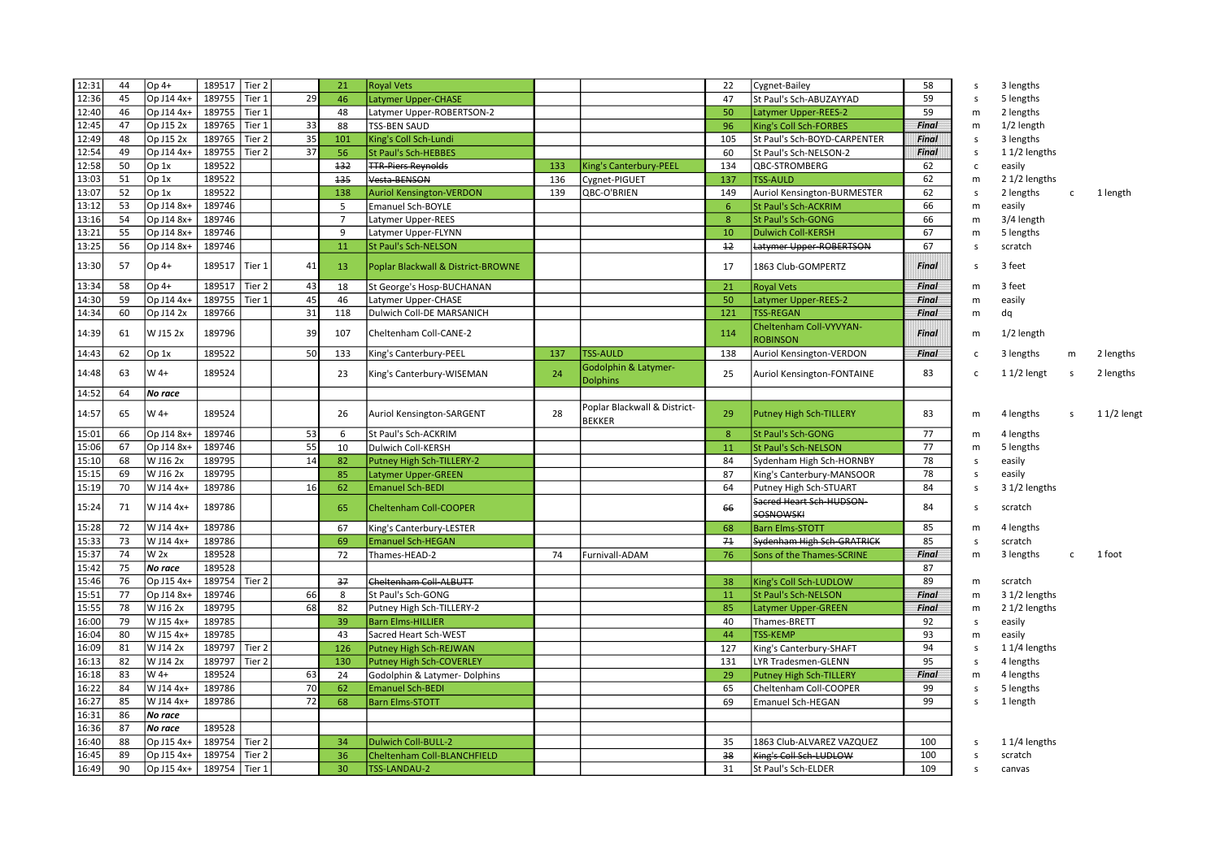| | | | | | | | | | | | | | | | | | |
|---|---|---|---|---|---|---|---|---|---|---|---|---|---|---|---|---|---|
| 12:31 | 44 | Op 4+ | 189517 | Tier 2 | | 21 | Royal Vets | | | 22 | Cygnet-Bailey | 58 | s | 3 lengths | | |
| 12:36 | 45 | Op J14 4x+ | 189755 | Tier 1 | 29 | 46 | Latymer Upper-CHASE | | | 47 | St Paul's Sch-ABUZAYYAD | 59 | s | 5 lengths | | |
| 12:40 | 46 | Op J14 4x+ | 189755 | Tier 1 | | 48 | Latymer Upper-ROBERTSON-2 | | | 50 | Latymer Upper-REES-2 | 59 | m | 2 lengths | | |
| 12:45 | 47 | Op J15 2x | 189765 | Tier 1 | 33 | 88 | TSS-BEN SAUD | | | 96 | King's Coll Sch-FORBES | **Final** | m | 1/2 length | | |
| 12:49 | 48 | Op J15 2x | 189765 | Tier 2 | 35 | 101 | King's Coll Sch-Lundi | | | 105 | St Paul's Sch-BOYD-CARPENTER | **Final** | s | 3 lengths | | |
| 12:54 | 49 | Op J14 4x+ | 189755 | Tier 2 | 37 | 56 | St Paul's Sch-HEBBES | | | 60 | St Paul's Sch-NELSON-2 | **Final** | s | 1 1/2 lengths | | |
| 12:58 | 50 | Op 1x | 189522 | | | ~~132~~ | ~~TTR-Piers Reynolds~~ | 133 | King's Canterbury-PEEL | 134 | QBC-STROMBERG | 62 | c | easily | | |
| 13:03 | 51 | Op 1x | 189522 | | | ~~135~~ | ~~Vesta-BENSON~~ | 136 | Cygnet-PIGUET | 137 | TSS-AULD | 62 | m | 2 1/2 lengths | | |
| 13:07 | 52 | Op 1x | 189522 | | | 138 | Auriol Kensington-VERDON | 139 | QBC-O'BRIEN | 149 | Auriol Kensington-BURMESTER | 62 | s | 2 lengths | c | 1 length |
| 13:12 | 53 | Op J14 8x+ | 189746 | | | 5 | Emanuel Sch-BOYLE | | | 6 | St Paul's Sch-ACKRIM | 66 | m | easily | | |
| 13:16 | 54 | Op J14 8x+ | 189746 | | | 7 | Latymer Upper-REES | | | 8 | St Paul's Sch-GONG | 66 | m | 3/4 length | | |
| 13:21 | 55 | Op J14 8x+ | 189746 | | | 9 | Latymer Upper-FLYNN | | | 10 | Dulwich Coll-KERSH | 67 | m | 5 lengths | | |
| 13:25 | 56 | Op J14 8x+ | 189746 | | | 11 | St Paul's Sch-NELSON | | | ~~12~~ | ~~Latymer Upper-ROBERTSON~~ | 67 | s | scratch | | |
| 13:30 | 57 | Op 4+ | 189517 | Tier 1 | 41 | 13 | Poplar Blackwall & District-BROWNE | | | 17 | 1863 Club-GOMPERTZ | **Final** | s | 3 feet | | |
| 13:34 | 58 | Op 4+ | 189517 | Tier 2 | 43 | 18 | St George's Hosp-BUCHANAN | | | 21 | Royal Vets | **Final** | m | 3 feet | | |
| 14:30 | 59 | Op J14 4x+ | 189755 | Tier 1 | 45 | 46 | Latymer Upper-CHASE | | | 50 | Latymer Upper-REES-2 | **Final** | m | easily | | |
| 14:34 | 60 | Op J14 2x | 189766 | | 31 | 118 | Dulwich Coll-DE MARSANICH | | | 121 | TSS-REGAN | **Final** | m | dq | | |
| 14:39 | 61 | W J15 2x | 189796 | | 39 | 107 | Cheltenham Coll-CANE-2 | | | 114 | Cheltenham Coll-VYVYAN-ROBINSON | **Final** | m | 1/2 length | | |
| 14:43 | 62 | Op 1x | 189522 | | 50 | 133 | King's Canterbury-PEEL | 137 | TSS-AULD | 138 | Auriol Kensington-VERDON | **Final** | c | 3 lengths | m | 2 lengths |
| 14:48 | 63 | W 4+ | 189524 | | | 23 | King's Canterbury-WISEMAN | 24 | Godolphin & Latymer-Dolphins | 25 | Auriol Kensington-FONTAINE | 83 | c | 1 1/2 lengt | s | 2 lengths |
| 14:52 | 64 | ***No race*** | | | | | | | | | | | | | | |
| 14:57 | 65 | W 4+ | 189524 | | | 26 | Auriol Kensington-SARGENT | 28 | Poplar Blackwall & District-BEKKER | 29 | Putney High Sch-TILLERY | 83 | m | 4 lengths | s | 1 1/2 lengt |
| 15:01 | 66 | Op J14 8x+ | 189746 | | 53 | 6 | St Paul's Sch-ACKRIM | | | 8 | St Paul's Sch-GONG | 77 | m | 4 lengths | | |
| 15:06 | 67 | Op J14 8x+ | 189746 | | 55 | 10 | Dulwich Coll-KERSH | | | 11 | St Paul's Sch-NELSON | 77 | m | 5 lengths | | |
| 15:10 | 68 | W J16 2x | 189795 | | 14 | 82 | Putney High Sch-TILLERY-2 | | | 84 | Sydenham High Sch-HORNBY | 78 | s | easily | | |
| 15:15 | 69 | W J16 2x | 189795 | | | 85 | Latymer Upper-GREEN | | | 87 | King's Canterbury-MANSOOR | 78 | s | easily | | |
| 15:19 | 70 | W J14 4x+ | 189786 | | 16 | 62 | Emanuel Sch-BEDI | | | 64 | Putney High Sch-STUART | 84 | s | 3 1/2 lengths | | |
| 15:24 | 71 | W J14 4x+ | 189786 | | | 65 | Cheltenham Coll-COOPER | | | ~~66~~ | ~~Sacred Heart Sch-HUDSON-SOSNOWSKI~~ | 84 | s | scratch | | |
| 15:28 | 72 | W J14 4x+ | 189786 | | | 67 | King's Canterbury-LESTER | | | 68 | Barn Elms-STOTT | 85 | m | 4 lengths | | |
| 15:33 | 73 | W J14 4x+ | 189786 | | | 69 | Emanuel Sch-HEGAN | | | ~~71~~ | ~~Sydenham High Sch-GRATRICK~~ | 85 | s | scratch | | |
| 15:37 | 74 | W 2x | 189528 | | | 72 | Thames-HEAD-2 | 74 | Furnivall-ADAM | 76 | Sons of the Thames-SCRINE | **Final** | m | 3 lengths | c | 1 foot |
| 15:42 | 75 | ***No race*** | 189528 | | | | | | | | | 87 | | | | |
| 15:46 | 76 | Op J15 4x+ | 189754 | Tier 2 | | ~~37~~ | ~~Cheltenham Coll-ALBUTT~~ | | | 38 | King's Coll Sch-LUDLOW | 89 | m | scratch | | |
| 15:51 | 77 | Op J14 8x+ | 189746 | | 66 | 8 | St Paul's Sch-GONG | | | 11 | St Paul's Sch-NELSON | **Final** | m | 3 1/2 lengths | | |
| 15:55 | 78 | W J16 2x | 189795 | | 68 | 82 | Putney High Sch-TILLERY-2 | | | 85 | Latymer Upper-GREEN | **Final** | m | 2 1/2 lengths | | |
| 16:00 | 79 | W J15 4x+ | 189785 | | | 39 | Barn Elms-HILLIER | | | 40 | Thames-BRETT | 92 | s | easily | | |
| 16:04 | 80 | W J15 4x+ | 189785 | | | 43 | Sacred Heart Sch-WEST | | | 44 | TSS-KEMP | 93 | m | easily | | |
| 16:09 | 81 | W J14 2x | 189797 | Tier 2 | | 126 | Putney High Sch-REJWAN | | | 127 | King's Canterbury-SHAFT | 94 | s | 1 1/4 lengths | | |
| 16:13 | 82 | W J14 2x | 189797 | Tier 2 | | 130 | Putney High Sch-COVERLEY | | | 131 | LYR Tradesmen-GLENN | 95 | s | 4 lengths | | |
| 16:18 | 83 | W 4+ | 189524 | | 63 | 24 | Godolphin & Latymer- Dolphins | | | 29 | Putney High Sch-TILLERY | **Final** | m | 4 lengths | | |
| 16:22 | 84 | W J14 4x+ | 189786 | | 70 | 62 | Emanuel Sch-BEDI | | | 65 | Cheltenham Coll-COOPER | 99 | s | 5 lengths | | |
| 16:27 | 85 | W J14 4x+ | 189786 | | 72 | 68 | Barn Elms-STOTT | | | 69 | Emanuel Sch-HEGAN | 99 | s | 1 length | | |
| 16:31 | 86 | ***No race*** | | | | | | | | | | | | | | |
| 16:36 | 87 | ***No race*** | 189528 | | | | | | | | | | | | | |
| 16:40 | 88 | Op J15 4x+ | 189754 | Tier 2 | | 34 | Dulwich Coll-BULL-2 | | | 35 | 1863 Club-ALVAREZ VAZQUEZ | 100 | s | 1 1/4 lengths | | |
| 16:45 | 89 | Op J15 4x+ | 189754 | Tier 2 | | 36 | Cheltenham Coll-BLANCHFIELD | | | ~~38~~ | ~~King's Coll Sch-LUDLOW~~ | 100 | s | scratch | | |
| 16:49 | 90 | Op J15 4x+ | 189754 | Tier 1 | | 30 | TSS-LANDAU-2 | | | 31 | St Paul's Sch-ELDER | 109 | s | canvas | | |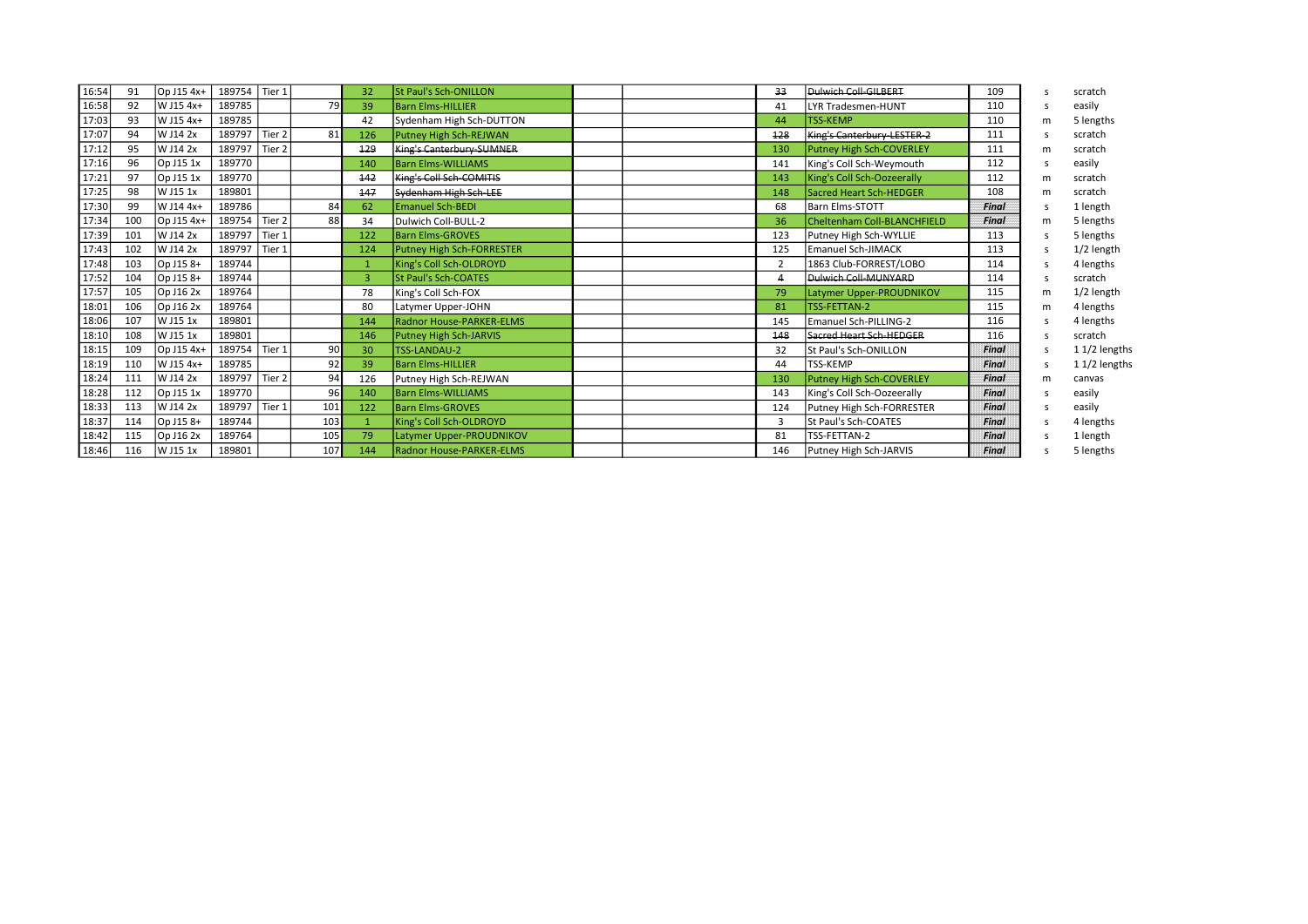| | | | | | | | | | | | | | | |
|---|---|---|---|---|---|---|---|---|---|---|---|---|---|---|
| 16:54 | 91 | Op J15 4x+ | 189754 | Tier 1 | | 32 | St Paul's Sch-ONILLON | | | ~~33~~ | ~~Dulwich Coll-GILBERT~~ | 109 | s | scratch |
| 16:58 | 92 | W J15 4x+ | 189785 | | 79 | 39 | Barn Elms-HILLIER | | | 41 | LYR Tradesmen-HUNT | 110 | s | easily |
| 17:03 | 93 | W J15 4x+ | 189785 | | | 42 | Sydenham High Sch-DUTTON | | | 44 | TSS-KEMP | 110 | m | 5 lengths |
| 17:07 | 94 | W J14 2x | 189797 | Tier 2 | 81 | 126 | Putney High Sch-REJWAN | | | ~~128~~ | ~~King's Canterbury-LESTER-2~~ | 111 | s | scratch |
| 17:12 | 95 | W J14 2x | 189797 | Tier 2 | | ~~129~~ | ~~King's Canterbury-SUMNER~~ | | | 130 | Putney High Sch-COVERLEY | 111 | m | scratch |
| 17:16 | 96 | Op J15 1x | 189770 | | | 140 | Barn Elms-WILLIAMS | | | 141 | King's Coll Sch-Weymouth | 112 | s | easily |
| 17:21 | 97 | Op J15 1x | 189770 | | | ~~142~~ | ~~King's Coll Sch-COMITIS~~ | | | 143 | King's Coll Sch-Oozeerally | 112 | m | scratch |
| 17:25 | 98 | W J15 1x | 189801 | | | ~~147~~ | ~~Sydenham High Sch-LEE~~ | | | 148 | Sacred Heart Sch-HEDGER | 108 | m | scratch |
| 17:30 | 99 | W J14 4x+ | 189786 | | 84 | 62 | Emanuel Sch-BEDI | | | 68 | Barn Elms-STOTT | *Final* | s | 1 length |
| 17:34 | 100 | Op J15 4x+ | 189754 | Tier 2 | 88 | 34 | Dulwich Coll-BULL-2 | | | 36 | Cheltenham Coll-BLANCHFIELD | *Final* | m | 5 lengths |
| 17:39 | 101 | W J14 2x | 189797 | Tier 1 | | 122 | Barn Elms-GROVES | | | 123 | Putney High Sch-WYLLIE | 113 | s | 5 lengths |
| 17:43 | 102 | W J14 2x | 189797 | Tier 1 | | 124 | Putney High Sch-FORRESTER | | | 125 | Emanuel Sch-JIMACK | 113 | s | 1/2 length |
| 17:48 | 103 | Op J15 8+ | 189744 | | | 1 | King's Coll Sch-OLDROYD | | | 2 | 1863 Club-FORREST/LOBO | 114 | s | 4 lengths |
| 17:52 | 104 | Op J15 8+ | 189744 | | | 3 | St Paul's Sch-COATES | | | ~~4~~ | ~~Dulwich Coll-MUNYARD~~ | 114 | s | scratch |
| 17:57 | 105 | Op J16 2x | 189764 | | | 78 | King's Coll Sch-FOX | | | 79 | Latymer Upper-PROUDNIKOV | 115 | m | 1/2 length |
| 18:01 | 106 | Op J16 2x | 189764 | | | 80 | Latymer Upper-JOHN | | | 81 | TSS-FETTAN-2 | 115 | m | 4 lengths |
| 18:06 | 107 | W J15 1x | 189801 | | | 144 | Radnor House-PARKER-ELMS | | | 145 | Emanuel Sch-PILLING-2 | 116 | s | 4 lengths |
| 18:10 | 108 | W J15 1x | 189801 | | | 146 | Putney High Sch-JARVIS | | | ~~148~~ | ~~Sacred Heart Sch-HEDGER~~ | 116 | s | scratch |
| 18:15 | 109 | Op J15 4x+ | 189754 | Tier 1 | 90 | 30 | TSS-LANDAU-2 | | | 32 | St Paul's Sch-ONILLON | *Final* | s | 1 1/2 lengths |
| 18:19 | 110 | W J15 4x+ | 189785 | | 92 | 39 | Barn Elms-HILLIER | | | 44 | TSS-KEMP | *Final* | s | 1 1/2 lengths |
| 18:24 | 111 | W J14 2x | 189797 | Tier 2 | 94 | 126 | Putney High Sch-REJWAN | | | 130 | Putney High Sch-COVERLEY | *Final* | m | canvas |
| 18:28 | 112 | Op J15 1x | 189770 | | 96 | 140 | Barn Elms-WILLIAMS | | | 143 | King's Coll Sch-Oozeerally | *Final* | s | easily |
| 18:33 | 113 | W J14 2x | 189797 | Tier 1 | 101 | 122 | Barn Elms-GROVES | | | 124 | Putney High Sch-FORRESTER | *Final* | s | easily |
| 18:37 | 114 | Op J15 8+ | 189744 | | 103 | 1 | King's Coll Sch-OLDROYD | | | 3 | St Paul's Sch-COATES | *Final* | s | 4 lengths |
| 18:42 | 115 | Op J16 2x | 189764 | | 105 | 79 | Latymer Upper-PROUDNIKOV | | | 81 | TSS-FETTAN-2 | *Final* | s | 1 length |
| 18:46 | 116 | W J15 1x | 189801 | | 107 | 144 | Radnor House-PARKER-ELMS | | | 146 | Putney High Sch-JARVIS | *Final* | s | 5 lengths |